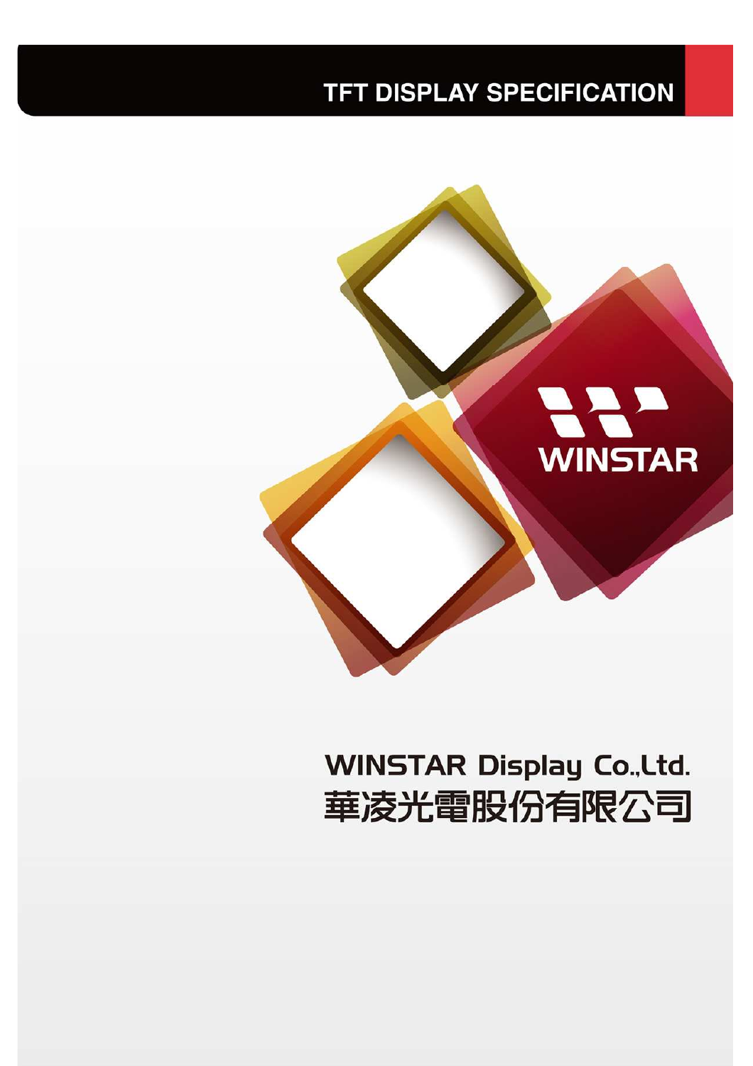# TFT DISPLAY SPECIFICATION

WINSTAR

WINSTAR Display Co.,Ltd.

華凌光電股份有限公司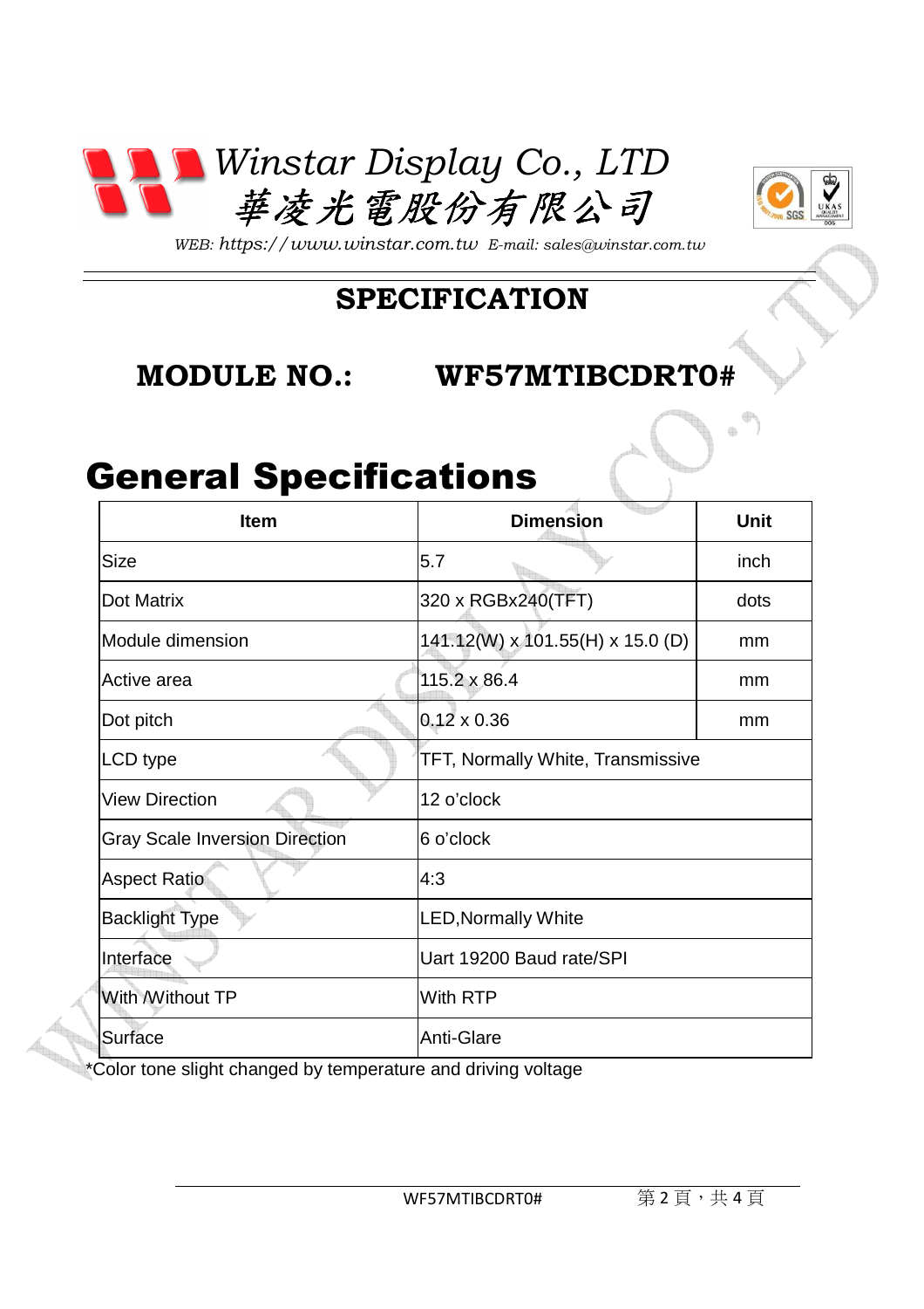Winstar Display Co., LTD
華凌光電股份有限公司

WEB: https://www.winstar.com.tw E-mail: sales@winstar.com.tw

# SPECIFICATION

## MODULE NO.: WF57MTIBCDRT0#

# General Specifications

| Item | Dimension | Unit |
|---|---|---|
| Size | 5.7 | inch |
| Dot Matrix | 320 x RGBx240(TFT) | dots |
| Module dimension | 141.12(W) x 101.55(H) x 15.0 (D) | mm |
| Active area | 115.2 x 86.4 | mm |
| Dot pitch | 0.12 x 0.36 | mm |
| LCD type | TFT, Normally White, Transmissive | |
| View Direction | 12 o'clock | |
| Gray Scale Inversion Direction | 6 o'clock | |
| Aspect Ratio | 4:3 | |
| Backlight Type | LED,Normally White | |
| Interface | Uart 19200 Baud rate/SPI | |
| With /Without TP | With RTP | |
| Surface | Anti-Glare | |

*Color tone slight changed by temperature and driving voltage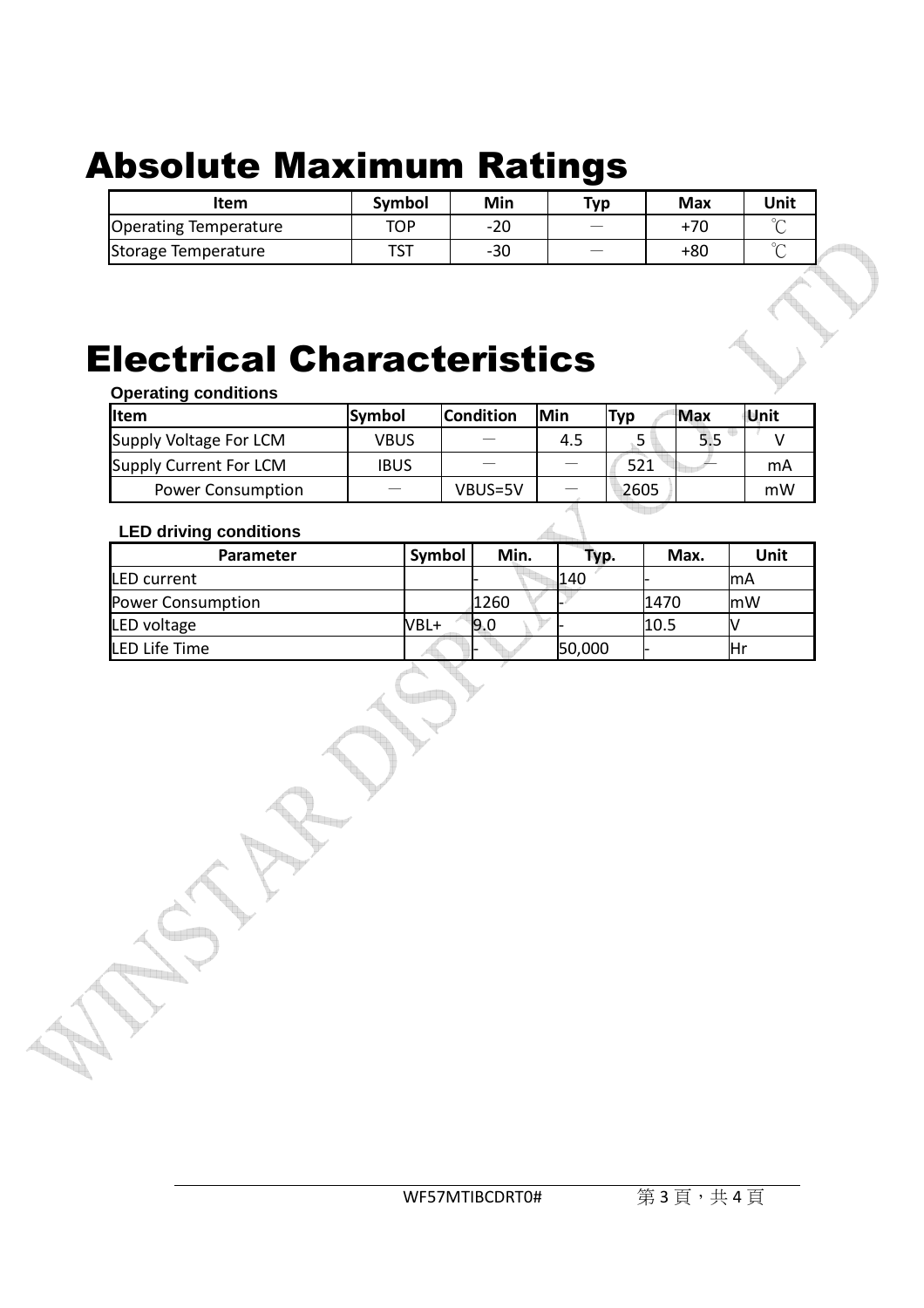# Absolute Maximum Ratings

| Item | Symbol | Min | Typ | Max | Unit |
|---|---|---|---|---|---|
| Operating Temperature | TOP | -20 | — | +70 | ℃ |
| Storage Temperature | TST | -30 | — | +80 | ℃ |

# Electrical Characteristics

**Operating conditions**

| Item | Symbol | Condition | Min | Typ | Max | Unit |
|---|---|---|---|---|---|---|
| Supply Voltage For LCM | VBUS | — | 4.5 | 5 | 5.5 | V |
| Supply Current For LCM | IBUS | — | — | 521 | — | mA |
| Power Consumption | — | VBUS=5V | — | 2605 | | mW |

**LED driving conditions**

| Parameter | Symbol | Min. | Typ. | Max. | Unit |
|---|---|---|---|---|---|
| LED current | | - | 140 | - | mA |
| Power Consumption | | 1260 | - | 1470 | mW |
| LED voltage | VBL+ | 9.0 | - | 10.5 | V |
| LED Life Time | | - | 50,000 | - | Hr |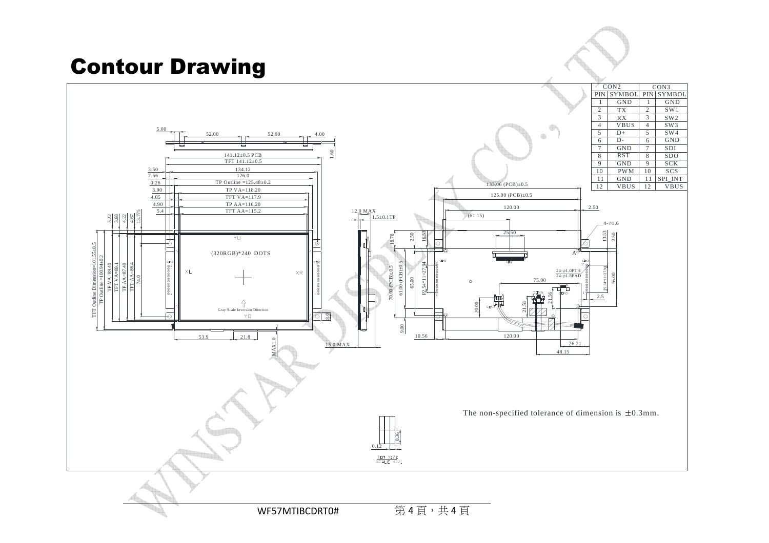# Contour Drawing

| CON2 | | CON3 | |
|---|---|---|---|
| PIN | SYMBOL | PIN | SYMBOL |
| 1 | GND | 1 | GND |
| 2 | TX | 2 | SW1 |
| 3 | RX | 3 | SW2 |
| 4 | VBUS | 4 | SW3 |
| 5 | D+ | 5 | SW4 |
| 6 | D- | 6 | GND |
| 7 | GND | 7 | SDI |
| 8 | RST | 8 | SDO |
| 9 | GND | 9 | SCK |
| 10 | PWM | 10 | SCS |
| 11 | GND | 11 | SPI_INT |
| 12 | VBUS | 12 | VBUS |

5.00
52.00
52.00
4.00
1.60
141.12±0.5 PCB
TFT 141.12±0.5
3.50
134.12
7.56
126.0
0.26
TP Outline =125.48±0.2
3.90
TP VA=118.20
4.05
TFT VA=117.9
4.90
TP AA=116.20
5.4
TFT AA=115.2
3.22
3.68
4.22
4.67
13.775
TFT Outline Dimension=101.55±0.5
TP Outline =100.94±0.2
TP VA=89.40
TFT VA=89.1
TP AA=87.40
TFT AA=86.4
74.0
YU
(320RGB)*240 DOTS
XL
XR
Gray Scale Inversion Direction
YD
8.0
53.9
21.8
MAX1.0
12.0 MAX
1.5±0.1TP
15.0 MAX
133.06 (PCB)±0.5
125.00 (PCB)±0.5
120.00
2.50
(61.15)
4-∅1.6
18.78
2.50
16.53
25.50
13.53
2.50
70.00 (PCB)±0.5
61.00 (PCB)±0.5
65.00
P2.54*11=27.94
24-∅1.0PTH
24-∅1.8PAD
P2.54*11=27.94
56.00
75.00
2.5
20.00
21.58
21.56
9.00
10.56
120.00
26.21
48.15
A

The non-specified tolerance of dimension is ±0.3mm.

0.12
0.36
DOT SIZE
SCALE 40/1